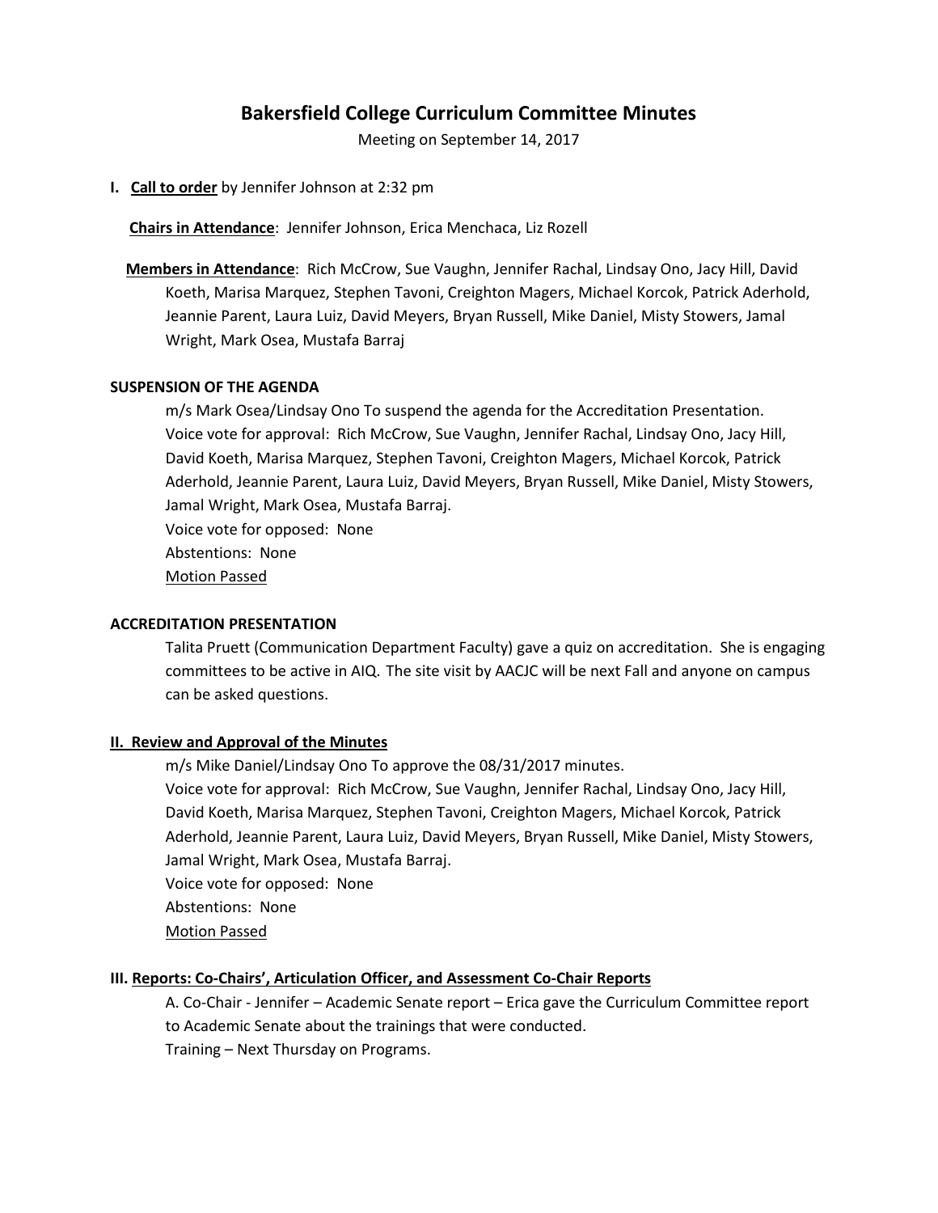# Bakersfield College Curriculum Committee Minutes

Meeting on September 14, 2017

**I. <u>Call to order</u>** by Jennifer Johnson at 2:32 pm

**<u>Chairs in Attendance</u>**: Jennifer Johnson, Erica Menchaca, Liz Rozell

**<u>Members in Attendance</u>**: Rich McCrow, Sue Vaughn, Jennifer Rachal, Lindsay Ono, Jacy Hill, David Koeth, Marisa Marquez, Stephen Tavoni, Creighton Magers, Michael Korcok, Patrick Aderhold, Jeannie Parent, Laura Luiz, David Meyers, Bryan Russell, Mike Daniel, Misty Stowers, Jamal Wright, Mark Osea, Mustafa Barraj

**SUSPENSION OF THE AGENDA**

m/s Mark Osea/Lindsay Ono To suspend the agenda for the Accreditation Presentation.
Voice vote for approval: Rich McCrow, Sue Vaughn, Jennifer Rachal, Lindsay Ono, Jacy Hill, David Koeth, Marisa Marquez, Stephen Tavoni, Creighton Magers, Michael Korcok, Patrick Aderhold, Jeannie Parent, Laura Luiz, David Meyers, Bryan Russell, Mike Daniel, Misty Stowers, Jamal Wright, Mark Osea, Mustafa Barraj.
Voice vote for opposed: None
Abstentions: None
<u>Motion Passed</u>

**ACCREDITATION PRESENTATION**

Talita Pruett (Communication Department Faculty) gave a quiz on accreditation. She is engaging committees to be active in AIQ. The site visit by AACJC will be next Fall and anyone on campus can be asked questions.

**<u>II. Review and Approval of the Minutes</u>**

m/s Mike Daniel/Lindsay Ono To approve the 08/31/2017 minutes.
Voice vote for approval: Rich McCrow, Sue Vaughn, Jennifer Rachal, Lindsay Ono, Jacy Hill, David Koeth, Marisa Marquez, Stephen Tavoni, Creighton Magers, Michael Korcok, Patrick Aderhold, Jeannie Parent, Laura Luiz, David Meyers, Bryan Russell, Mike Daniel, Misty Stowers, Jamal Wright, Mark Osea, Mustafa Barraj.
Voice vote for opposed: None
Abstentions: None
<u>Motion Passed</u>

**III. <u>Reports: Co-Chairs', Articulation Officer, and Assessment Co-Chair Reports</u>**

A. Co-Chair - Jennifer – Academic Senate report – Erica gave the Curriculum Committee report to Academic Senate about the trainings that were conducted.
Training – Next Thursday on Programs.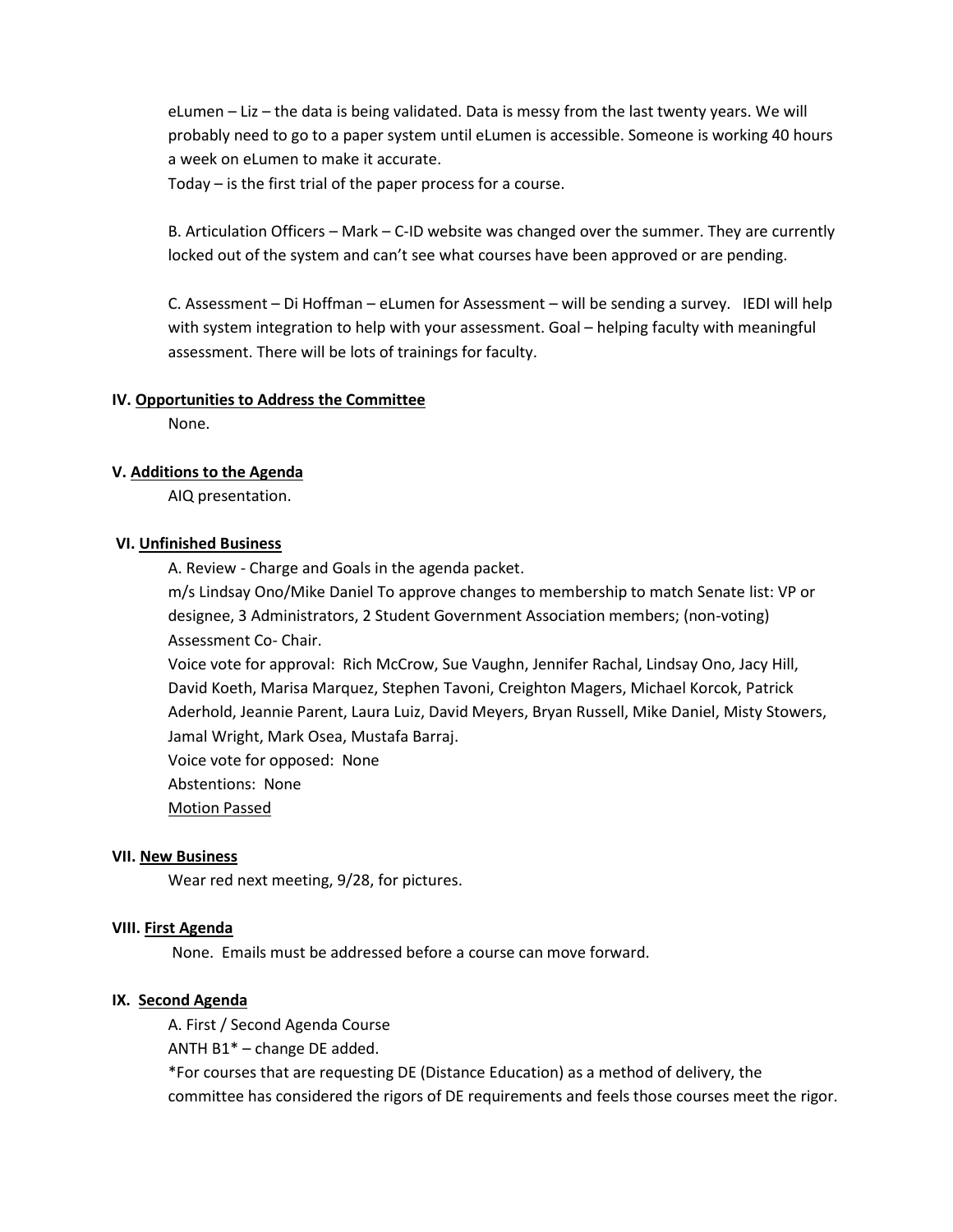eLumen – Liz – the data is being validated. Data is messy from the last twenty years. We will probably need to go to a paper system until eLumen is accessible. Someone is working 40 hours a week on eLumen to make it accurate.

Today – is the first trial of the paper process for a course.

B. Articulation Officers – Mark – C-ID website was changed over the summer. They are currently locked out of the system and can't see what courses have been approved or are pending.

C. Assessment – Di Hoffman – eLumen for Assessment – will be sending a survey. IEDI will help with system integration to help with your assessment. Goal – helping faculty with meaningful assessment. There will be lots of trainings for faculty.

### IV. Opportunities to Address the Committee

None.

### V. Additions to the Agenda

AIQ presentation.

### VI. Unfinished Business

A. Review - Charge and Goals in the agenda packet.

m/s Lindsay Ono/Mike Daniel To approve changes to membership to match Senate list: VP or designee, 3 Administrators, 2 Student Government Association members; (non-voting) Assessment Co- Chair.

Voice vote for approval: Rich McCrow, Sue Vaughn, Jennifer Rachal, Lindsay Ono, Jacy Hill, David Koeth, Marisa Marquez, Stephen Tavoni, Creighton Magers, Michael Korcok, Patrick Aderhold, Jeannie Parent, Laura Luiz, David Meyers, Bryan Russell, Mike Daniel, Misty Stowers, Jamal Wright, Mark Osea, Mustafa Barraj.

Voice vote for opposed: None

Abstentions: None

Motion Passed

### VII. New Business

Wear red next meeting, 9/28, for pictures.

### VIII. First Agenda

None. Emails must be addressed before a course can move forward.

### IX. Second Agenda

A. First / Second Agenda Course

ANTH B1* – change DE added.

*For courses that are requesting DE (Distance Education) as a method of delivery, the committee has considered the rigors of DE requirements and feels those courses meet the rigor.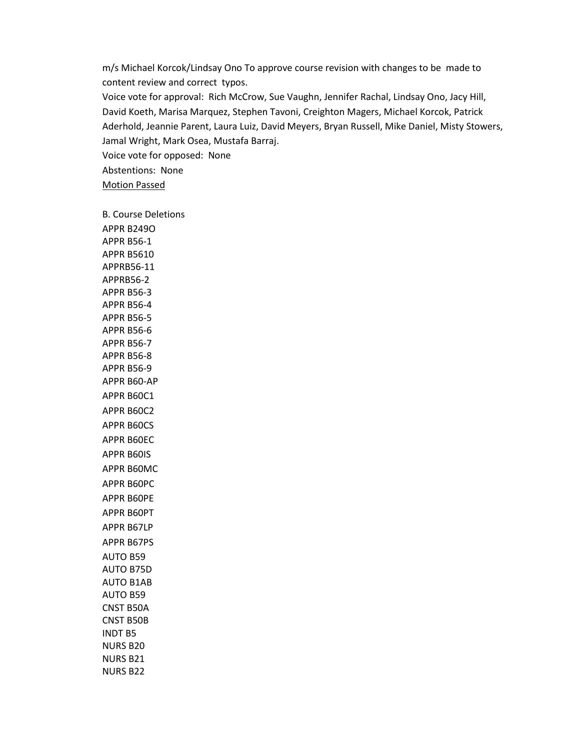m/s Michael Korcok/Lindsay Ono To approve course revision with changes to be made to content review and correct typos.

Voice vote for approval: Rich McCrow, Sue Vaughn, Jennifer Rachal, Lindsay Ono, Jacy Hill, David Koeth, Marisa Marquez, Stephen Tavoni, Creighton Magers, Michael Korcok, Patrick Aderhold, Jeannie Parent, Laura Luiz, David Meyers, Bryan Russell, Mike Daniel, Misty Stowers, Jamal Wright, Mark Osea, Mustafa Barraj.

Voice vote for opposed: None

Abstentions: None

<u>Motion Passed</u>

B. Course Deletions

APPR B249O
APPR B56-1
APPR B5610
APPRB56-11
APPRB56-2
APPR B56-3
APPR B56-4
APPR B56-5
APPR B56-6
APPR B56-7
APPR B56-8
APPR B56-9
APPR B60-AP
APPR B60C1
APPR B60C2
APPR B60CS
APPR B60EC
APPR B60IS
APPR B60MC
APPR B60PC
APPR B60PE
APPR B60PT
APPR B67LP
APPR B67PS
AUTO B59
AUTO B75D
AUTO B1AB
AUTO B59
CNST B50A
CNST B50B
INDT B5
NURS B20
NURS B21
NURS B22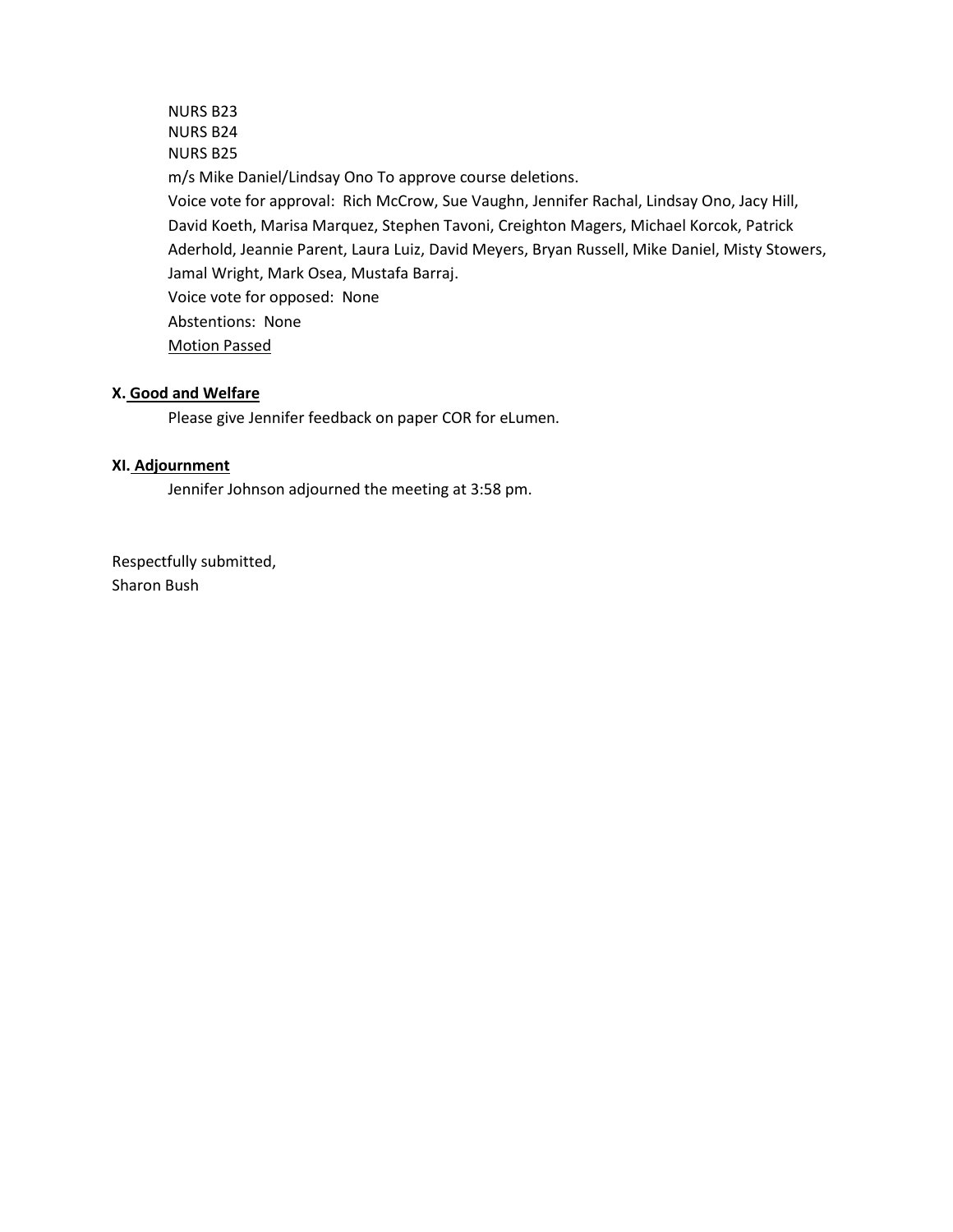NURS B23
NURS B24
NURS B25
m/s Mike Daniel/Lindsay Ono To approve course deletions.
Voice vote for approval: Rich McCrow, Sue Vaughn, Jennifer Rachal, Lindsay Ono, Jacy Hill, David Koeth, Marisa Marquez, Stephen Tavoni, Creighton Magers, Michael Korcok, Patrick Aderhold, Jeannie Parent, Laura Luiz, David Meyers, Bryan Russell, Mike Daniel, Misty Stowers, Jamal Wright, Mark Osea, Mustafa Barraj.
Voice vote for opposed: None
Abstentions: None
Motion Passed

**X. Good and Welfare**

Please give Jennifer feedback on paper COR for eLumen.

**XI. Adjournment**

Jennifer Johnson adjourned the meeting at 3:58 pm.

Respectfully submitted,
Sharon Bush